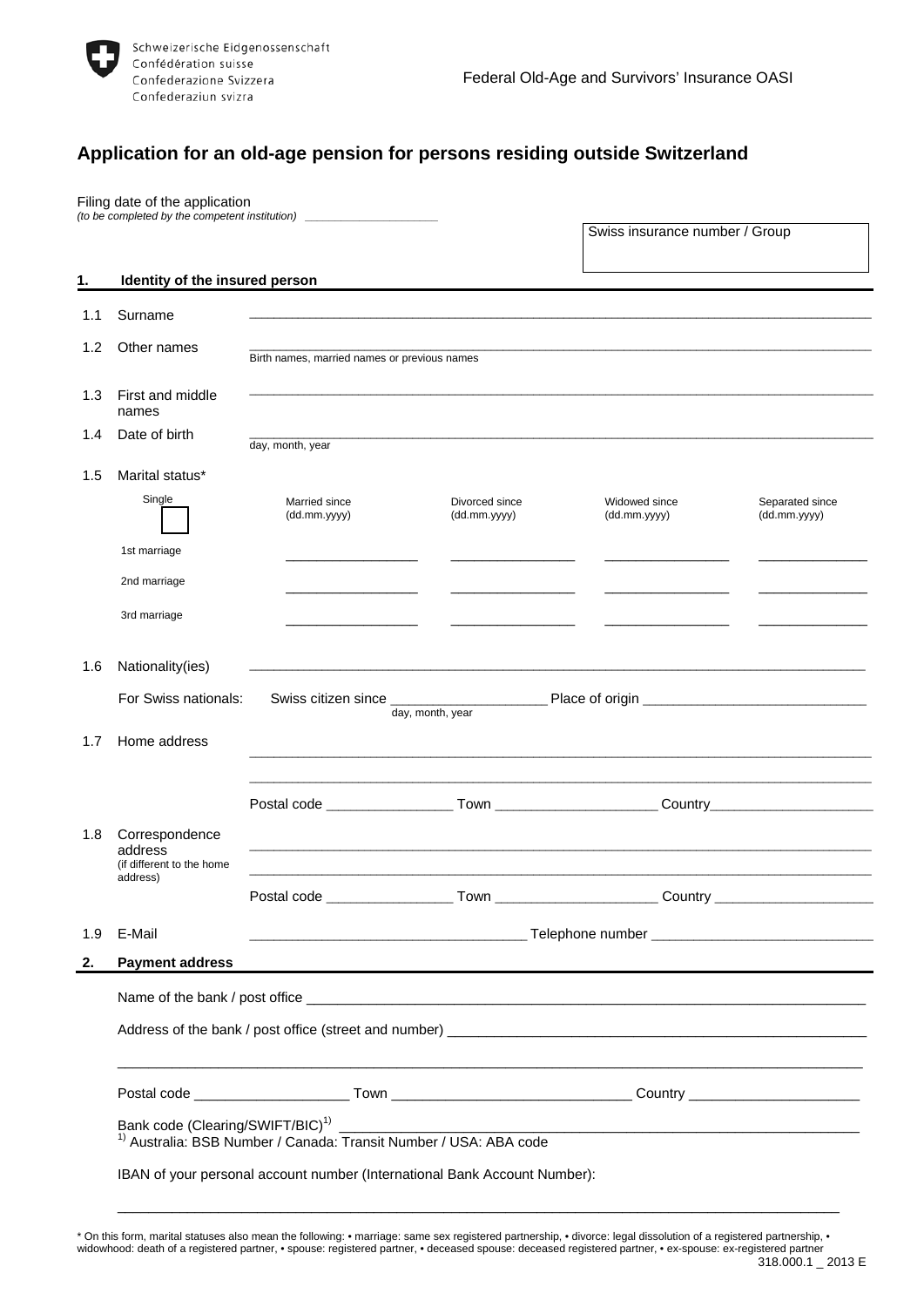Schweizerische Eidgenossenschaft
Confédération suisse
Confederazione Svizzera
Confederaziun svizra

Federal Old-Age and Survivors' Insurance OASI

# Application for an old-age pension for persons residing outside Switzerland

Filing date of the application
*(to be completed by the competent institution)* ____________________

Swiss insurance number / Group

## 1. Identity of the insured person

1.1 Surname ______________________________

1.2 Other names ______________________________
Birth names, married names or previous names

1.3 First and middle names ______________________________

1.4 Date of birth ______________________________
day, month, year

1.5 Marital status*

| Single ☐ | Married since (dd.mm.yyyy) | Divorced since (dd.mm.yyyy) | Widowed since (dd.mm.yyyy) | Separated since (dd.mm.yyyy) |
|---|---|---|---|---|
| 1st marriage | ________ | ________ | ________ | ________ |
| 2nd marriage | ________ | ________ | ________ | ________ |
| 3rd marriage | ________ | ________ | ________ | ________ |

1.6 Nationality(ies) ______________________________

For Swiss nationals: Swiss citizen since ____________________ Place of origin ____________________
day, month, year

1.7 Home address ______________________________

______________________________

Postal code ________________ Town ____________________ Country ____________________

1.8 Correspondence address (if different to the home address) ______________________________

______________________________

Postal code ________________ Town ____________________ Country ____________________

1.9 E-Mail ____________________ Telephone number ____________________

## 2. Payment address

Name of the bank / post office ______________________________

Address of the bank / post office (street and number) ______________________________

______________________________

Postal code ____________________ Town ____________________ Country ____________________

Bank code (Clearing/SWIFT/BIC)[1] ______________________________
[1] Australia: BSB Number / Canada: Transit Number / USA: ABA code

IBAN of your personal account number (International Bank Account Number):

______________________________

* On this form, marital statuses also mean the following: • marriage: same sex registered partnership, • divorce: legal dissolution of a registered partnership, • widowhood: death of a registered partner, • spouse: registered partner, • deceased spouse: deceased registered partner, • ex-spouse: ex-registered partner

318.000.1 _ 2013 E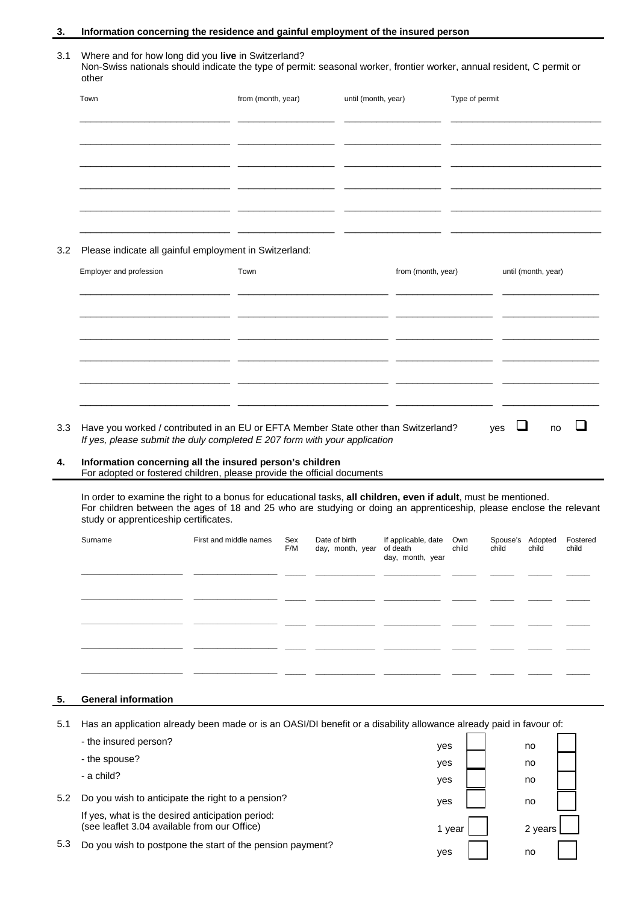## 3. Information concerning the residence and gainful employment of the insured person

3.1 Where and for how long did you **live** in Switzerland?
Non-Swiss nationals should indicate the type of permit: seasonal worker, frontier worker, annual resident, C permit or other

| Town | from (month, year) | until (month, year) | Type of permit |
|---|---|---|---|
| | | | |
| | | | |
| | | | |
| | | | |
| | | | |
| | | | |

3.2 Please indicate all gainful employment in Switzerland:

| Employer and profession | Town | from (month, year) | until (month, year) |
|---|---|---|---|
| | | | |
| | | | |
| | | | |
| | | | |
| | | | |
| | | | |

3.3 Have you worked / contributed in an EU or EFTA Member State other than Switzerland? yes ☐ no ☐
*If yes, please submit the duly completed E 207 form with your application*

## 4. Information concerning all the insured person's children

For adopted or fostered children, please provide the official documents

In order to examine the right to a bonus for educational tasks, **all children, even if adult**, must be mentioned.
For children between the ages of 18 and 25 who are studying or doing an apprenticeship, please enclose the relevant study or apprenticeship certificates.

| Surname | First and middle names | Sex F/M | Date of birth day, month, year | If applicable, date of death day, month, year | Own child | Spouse's child | Adopted child | Fostered child |
|---|---|---|---|---|---|---|---|---|
| | | | | | | | | |
| | | | | | | | | |
| | | | | | | | | |
| | | | | | | | | |
| | | | | | | | | |

## 5. General information

5.1 Has an application already been made or is an OASI/DI benefit or a disability allowance already paid in favour of:

- the insured person? yes ☐ no ☐
- the spouse? yes ☐ no ☐
- a child? yes ☐ no ☐

5.2 Do you wish to anticipate the right to a pension? yes ☐ no ☐

If yes, what is the desired anticipation period:
(see leaflet 3.04 available from our Office) 1 year ☐ 2 years ☐

5.3 Do you wish to postpone the start of the pension payment? yes ☐ no ☐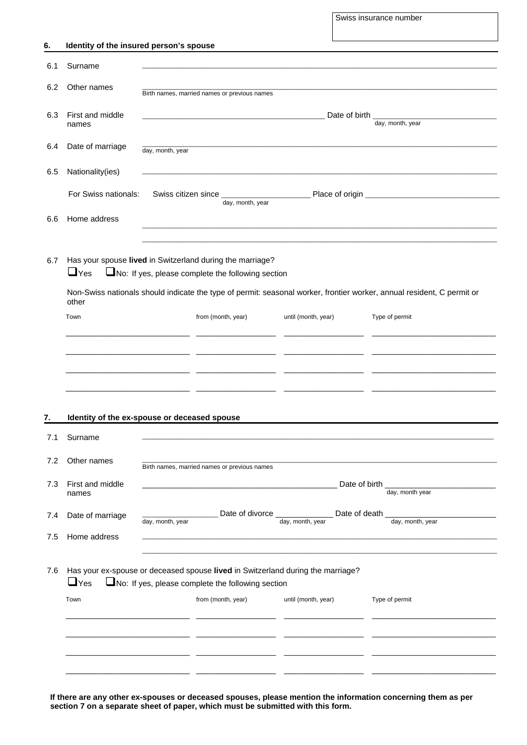Swiss insurance number

## 6. Identity of the insured person's spouse

6.1 Surname ______________________________

6.2 Other names ______________________________
Birth names, married names or previous names

6.3 First and middle names ______________________________ Date of birth ______________________________
day, month, year

6.4 Date of marriage ______________________________
day, month, year

6.5 Nationality(ies) ______________________________

For Swiss nationals: Swiss citizen since ____________________ Place of origin ______________________________
day, month, year

6.6 Home address ______________________________

______________________________

6.7 Has your spouse **lived** in Switzerland during the marriage?

❑ Yes ❑ No: If yes, please complete the following section

Non-Swiss nationals should indicate the type of permit: seasonal worker, frontier worker, annual resident, C permit or other

| Town | from (month, year) | until (month, year) | Type of permit |
|---|---|---|---|
| | | | |
| | | | |
| | | | |
| | | | |

## 7. Identity of the ex-spouse or deceased spouse

7.1 Surname ______________________________

7.2 Other names ______________________________
Birth names, married names or previous names

7.3 First and middle names ______________________________ Date of birth ______________________________
day, month year

7.4 Date of marriage ____________ Date of divorce ____________ Date of death ____________
day, month, year / day, month, year / day, month, year

7.5 Home address ______________________________

______________________________

7.6 Has your ex-spouse or deceased spouse **lived** in Switzerland during the marriage?

❑ Yes ❑ No: If yes, please complete the following section

| Town | from (month, year) | until (month, year) | Type of permit |
|---|---|---|---|
| | | | |
| | | | |
| | | | |
| | | | |

**If there are any other ex-spouses or deceased spouses, please mention the information concerning them as per section 7 on a separate sheet of paper, which must be submitted with this form.**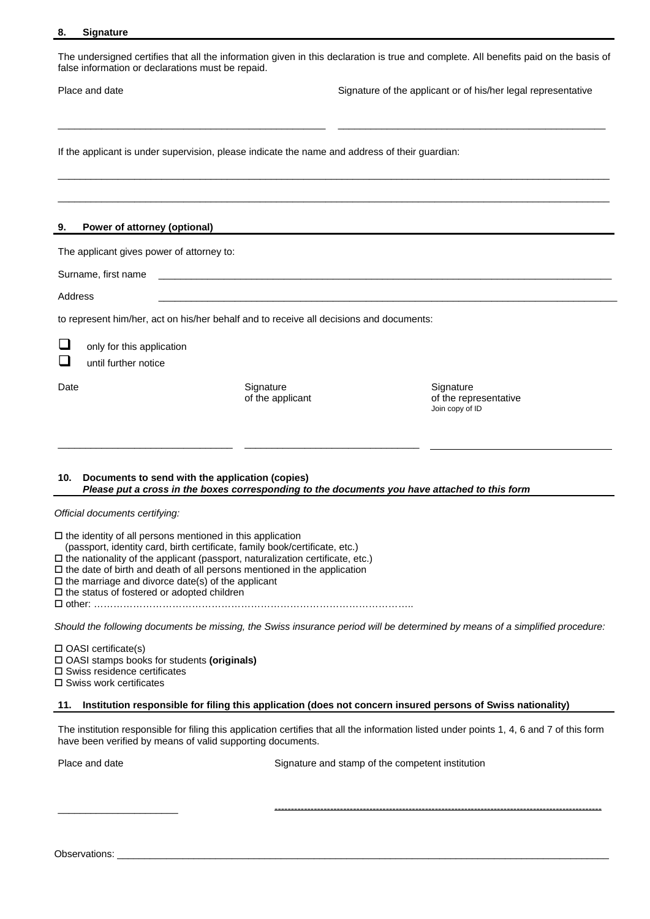## 8. Signature

The undersigned certifies that all the information given in this declaration is true and complete. All benefits paid on the basis of false information or declarations must be repaid.

Place and date

Signature of the applicant or of his/her legal representative

_________________________________________________ _________________________________________________

If the applicant is under supervision, please indicate the name and address of their guardian:

_____________________________________________________________________________________________________

_____________________________________________________________________________________________________

## 9. Power of attorney (optional)

The applicant gives power of attorney to:

Surname, first name _______________________________________________________________________________

Address _______________________________________________________________________________

to represent him/her, act on his/her behalf and to receive all decisions and documents:

- ☐ only for this application
- ☐ until further notice

| Date | Signature of the applicant | Signature of the representative Join copy of ID |
|---|---|---|
| _______________________________ | _______________________________ | _______________________________ |

## 10. Documents to send with the application (copies)

***Please put a cross in the boxes corresponding to the documents you have attached to this form***

*Official documents certifying:*

- ☐ the identity of all persons mentioned in this application (passport, identity card, birth certificate, family book/certificate, etc.)
- ☐ the nationality of the applicant (passport, naturalization certificate, etc.)
- ☐ the date of birth and death of all persons mentioned in the application
- ☐ the marriage and divorce date(s) of the applicant
- ☐ the status of fostered or adopted children
- ☐ other: ………………………………………………………………………………………..

*Should the following documents be missing, the Swiss insurance period will be determined by means of a simplified procedure:*

- ☐ OASI certificate(s)
- ☐ OASI stamps books for students **(originals)**
- ☐ Swiss residence certificates
- ☐ Swiss work certificates

## 11. Institution responsible for filing this application (does not concern insured persons of Swiss nationality)

The institution responsible for filing this application certifies that all the information listed under points 1, 4, 6 and 7 of this form have been verified by means of valid supporting documents.

Place and date

Signature and stamp of the competent institution

______________________ ------------------------------------------------------------------------------------------------

Observations: _____________________________________________________________________________________________